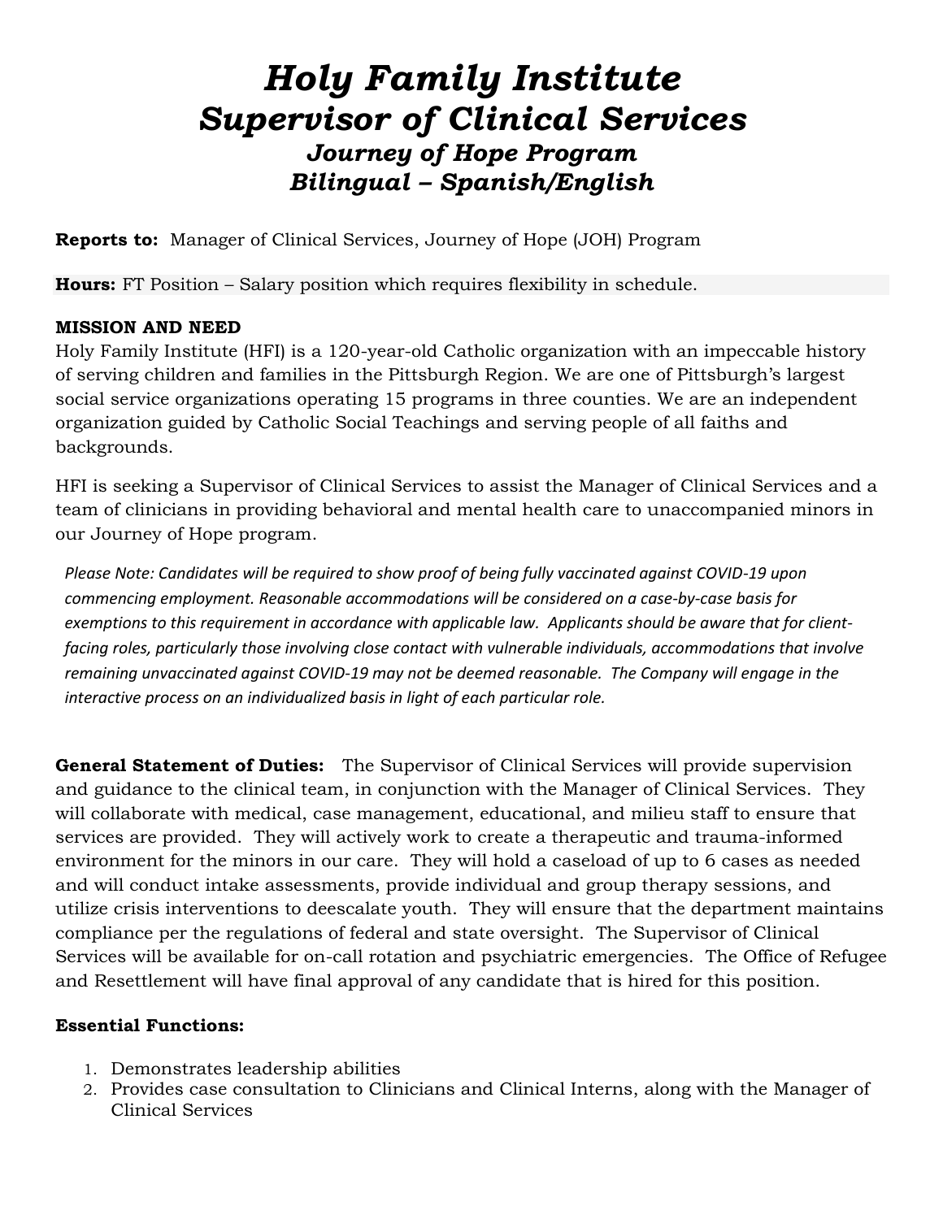# *Holy Family Institute*
# *Supervisor of Clinical Services*
### *Journey of Hope Program*
### *Bilingual – Spanish/English*

**Reports to:** Manager of Clinical Services, Journey of Hope (JOH) Program

**Hours:** FT Position – Salary position which requires flexibility in schedule.

**MISSION AND NEED**

Holy Family Institute (HFI) is a 120-year-old Catholic organization with an impeccable history of serving children and families in the Pittsburgh Region. We are one of Pittsburgh's largest social service organizations operating 15 programs in three counties. We are an independent organization guided by Catholic Social Teachings and serving people of all faiths and backgrounds.

HFI is seeking a Supervisor of Clinical Services to assist the Manager of Clinical Services and a team of clinicians in providing behavioral and mental health care to unaccompanied minors in our Journey of Hope program.

*Please Note: Candidates will be required to show proof of being fully vaccinated against COVID-19 upon commencing employment. Reasonable accommodations will be considered on a case-by-case basis for exemptions to this requirement in accordance with applicable law. Applicants should be aware that for client-facing roles, particularly those involving close contact with vulnerable individuals, accommodations that involve remaining unvaccinated against COVID-19 may not be deemed reasonable. The Company will engage in the interactive process on an individualized basis in light of each particular role.*

**General Statement of Duties:** The Supervisor of Clinical Services will provide supervision and guidance to the clinical team, in conjunction with the Manager of Clinical Services. They will collaborate with medical, case management, educational, and milieu staff to ensure that services are provided. They will actively work to create a therapeutic and trauma-informed environment for the minors in our care. They will hold a caseload of up to 6 cases as needed and will conduct intake assessments, provide individual and group therapy sessions, and utilize crisis interventions to deescalate youth. They will ensure that the department maintains compliance per the regulations of federal and state oversight. The Supervisor of Clinical Services will be available for on-call rotation and psychiatric emergencies. The Office of Refugee and Resettlement will have final approval of any candidate that is hired for this position.

**Essential Functions:**

1. Demonstrates leadership abilities
2. Provides case consultation to Clinicians and Clinical Interns, along with the Manager of Clinical Services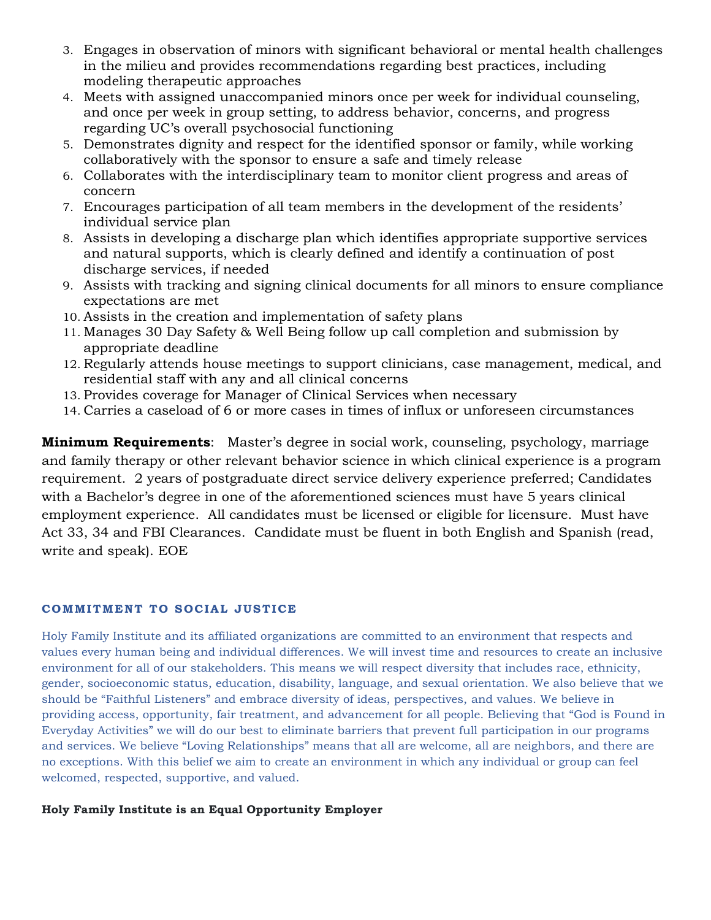3. Engages in observation of minors with significant behavioral or mental health challenges in the milieu and provides recommendations regarding best practices, including modeling therapeutic approaches
4. Meets with assigned unaccompanied minors once per week for individual counseling, and once per week in group setting, to address behavior, concerns, and progress regarding UC's overall psychosocial functioning
5. Demonstrates dignity and respect for the identified sponsor or family, while working collaboratively with the sponsor to ensure a safe and timely release
6. Collaborates with the interdisciplinary team to monitor client progress and areas of concern
7. Encourages participation of all team members in the development of the residents' individual service plan
8. Assists in developing a discharge plan which identifies appropriate supportive services and natural supports, which is clearly defined and identify a continuation of post discharge services, if needed
9. Assists with tracking and signing clinical documents for all minors to ensure compliance expectations are met
10. Assists in the creation and implementation of safety plans
11. Manages 30 Day Safety & Well Being follow up call completion and submission by appropriate deadline
12. Regularly attends house meetings to support clinicians, case management, medical, and residential staff with any and all clinical concerns
13. Provides coverage for Manager of Clinical Services when necessary
14. Carries a caseload of 6 or more cases in times of influx or unforeseen circumstances

**Minimum Requirements**: Master's degree in social work, counseling, psychology, marriage and family therapy or other relevant behavior science in which clinical experience is a program requirement. 2 years of postgraduate direct service delivery experience preferred; Candidates with a Bachelor's degree in one of the aforementioned sciences must have 5 years clinical employment experience. All candidates must be licensed or eligible for licensure. Must have Act 33, 34 and FBI Clearances. Candidate must be fluent in both English and Spanish (read, write and speak). EOE

### COMMITMENT TO SOCIAL JUSTICE

Holy Family Institute and its affiliated organizations are committed to an environment that respects and values every human being and individual differences. We will invest time and resources to create an inclusive environment for all of our stakeholders. This means we will respect diversity that includes race, ethnicity, gender, socioeconomic status, education, disability, language, and sexual orientation. We also believe that we should be "Faithful Listeners" and embrace diversity of ideas, perspectives, and values. We believe in providing access, opportunity, fair treatment, and advancement for all people. Believing that "God is Found in Everyday Activities" we will do our best to eliminate barriers that prevent full participation in our programs and services. We believe "Loving Relationships" means that all are welcome, all are neighbors, and there are no exceptions. With this belief we aim to create an environment in which any individual or group can feel welcomed, respected, supportive, and valued.

**Holy Family Institute is an Equal Opportunity Employer**